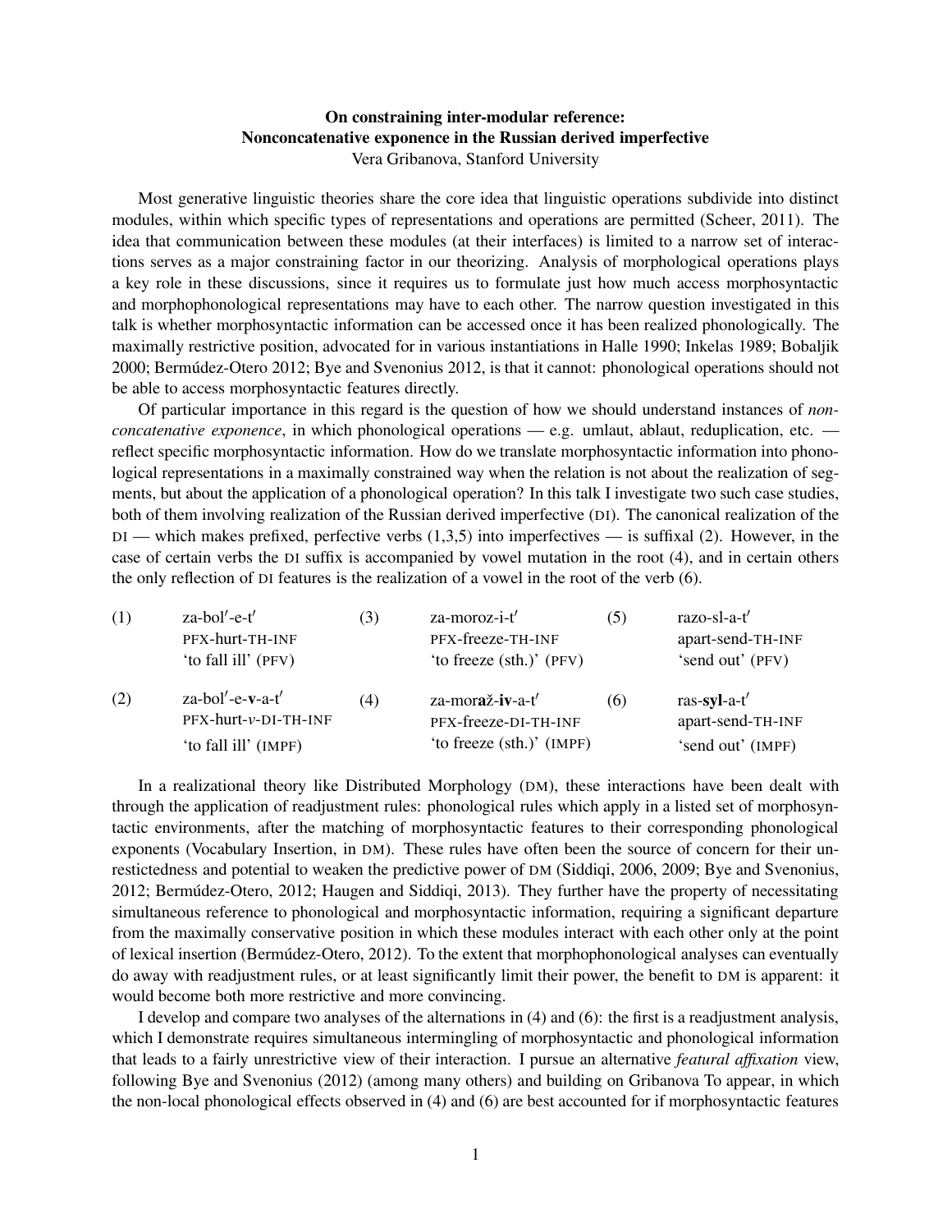# On constraining inter-modular reference: Nonconcatenative exponence in the Russian derived imperfective

Vera Gribanova, Stanford University

Most generative linguistic theories share the core idea that linguistic operations subdivide into distinct modules, within which specific types of representations and operations are permitted (Scheer, 2011). The idea that communication between these modules (at their interfaces) is limited to a narrow set of interactions serves as a major constraining factor in our theorizing. Analysis of morphological operations plays a key role in these discussions, since it requires us to formulate just how much access morphosyntactic and morphophonological representations may have to each other. The narrow question investigated in this talk is whether morphosyntactic information can be accessed once it has been realized phonologically. The maximally restrictive position, advocated for in various instantiations in Halle 1990; Inkelas 1989; Bobaljik 2000; Bermúdez-Otero 2012; Bye and Svenonius 2012, is that it cannot: phonological operations should not be able to access morphosyntactic features directly.

Of particular importance in this regard is the question of how we should understand instances of *nonconcatenative exponence*, in which phonological operations — e.g. umlaut, ablaut, reduplication, etc. — reflect specific morphosyntactic information. How do we translate morphosyntactic information into phonological representations in a maximally constrained way when the relation is not about the realization of segments, but about the application of a phonological operation? In this talk I investigate two such case studies, both of them involving realization of the Russian derived imperfective (DI). The canonical realization of the DI — which makes prefixed, perfective verbs (1,3,5) into imperfectives — is suffixal (2). However, in the case of certain verbs the DI suffix is accompanied by vowel mutation in the root (4), and in certain others the only reflection of DI features is the realization of a vowel in the root of the verb (6).

| | | | | | |
|---|---|---|---|---|---|
| (1) | za-bol′-e-t′<br>PFX-hurt-TH-INF<br>'to fall ill' (PFV) | (3) | za-moroz-i-t′<br>PFX-freeze-TH-INF<br>'to freeze (sth.)' (PFV) | (5) | razo-sl-a-t′<br>apart-send-TH-INF<br>'send out' (PFV) |
| (2) | za-bol′-e-**v**-a-t′<br>PFX-hurt-*v*-DI-TH-INF<br>'to fall ill' (IMPF) | (4) | za-mor**až**-**iv**-a-t′<br>PFX-freeze-DI-TH-INF<br>'to freeze (sth.)' (IMPF) | (6) | ras-**syl**-a-t′<br>apart-send-TH-INF<br>'send out' (IMPF) |

In a realizational theory like Distributed Morphology (DM), these interactions have been dealt with through the application of readjustment rules: phonological rules which apply in a listed set of morphosyntactic environments, after the matching of morphosyntactic features to their corresponding phonological exponents (Vocabulary Insertion, in DM). These rules have often been the source of concern for their unrestictedness and potential to weaken the predictive power of DM (Siddiqi, 2006, 2009; Bye and Svenonius, 2012; Bermúdez-Otero, 2012; Haugen and Siddiqi, 2013). They further have the property of necessitating simultaneous reference to phonological and morphosyntactic information, requiring a significant departure from the maximally conservative position in which these modules interact with each other only at the point of lexical insertion (Bermúdez-Otero, 2012). To the extent that morphophonological analyses can eventually do away with readjustment rules, or at least significantly limit their power, the benefit to DM is apparent: it would become both more restrictive and more convincing.

I develop and compare two analyses of the alternations in (4) and (6): the first is a readjustment analysis, which I demonstrate requires simultaneous intermingling of morphosyntactic and phonological information that leads to a fairly unrestrictive view of their interaction. I pursue an alternative *featural affixation* view, following Bye and Svenonius (2012) (among many others) and building on Gribanova To appear, in which the non-local phonological effects observed in (4) and (6) are best accounted for if morphosyntactic features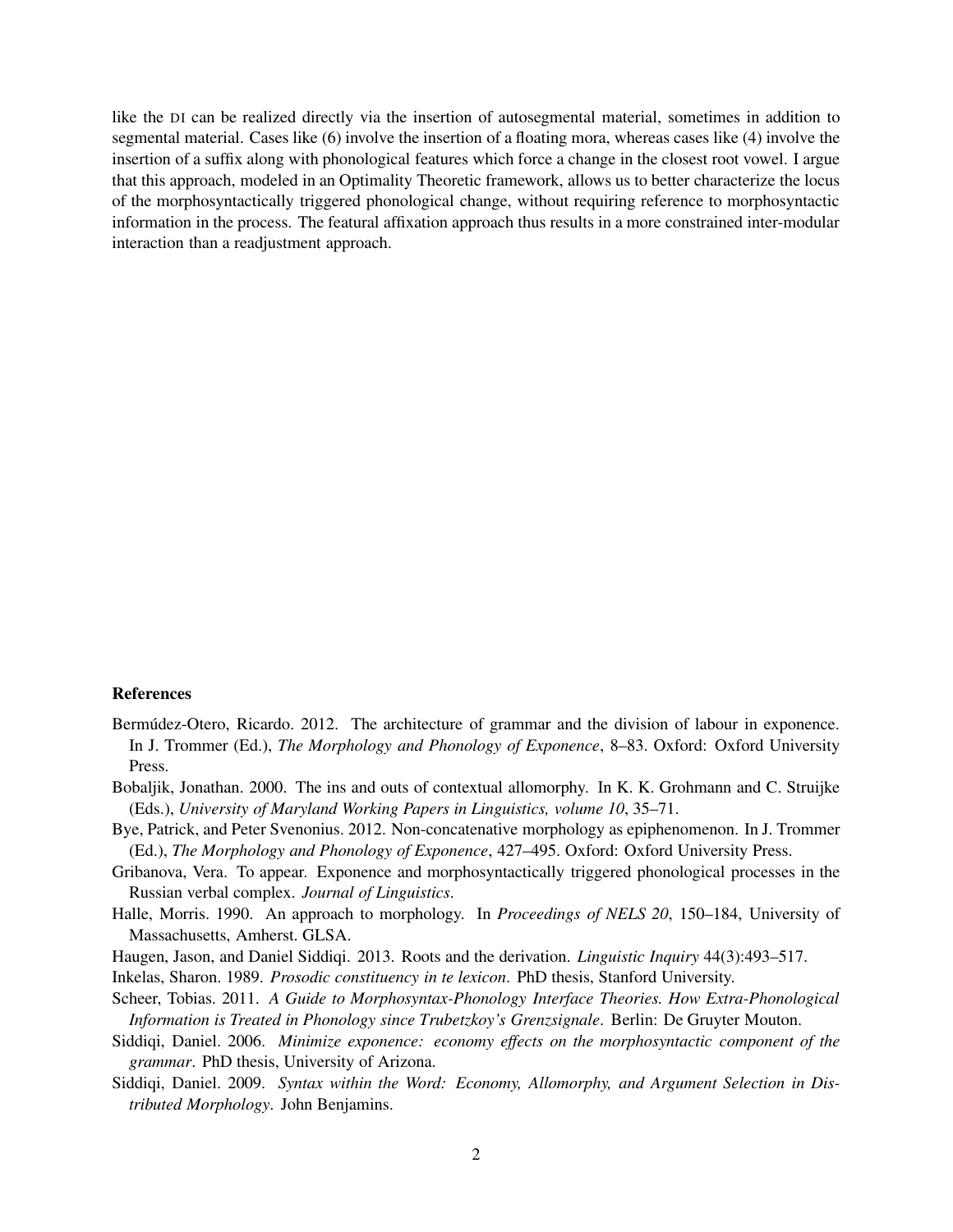like the DI can be realized directly via the insertion of autosegmental material, sometimes in addition to segmental material. Cases like (6) involve the insertion of a floating mora, whereas cases like (4) involve the insertion of a suffix along with phonological features which force a change in the closest root vowel. I argue that this approach, modeled in an Optimality Theoretic framework, allows us to better characterize the locus of the morphosyntactically triggered phonological change, without requiring reference to morphosyntactic information in the process. The featural affixation approach thus results in a more constrained inter-modular interaction than a readjustment approach.

## References

Bermúdez-Otero, Ricardo. 2012. The architecture of grammar and the division of labour in exponence. In J. Trommer (Ed.), *The Morphology and Phonology of Exponence*, 8–83. Oxford: Oxford University Press.

Bobaljik, Jonathan. 2000. The ins and outs of contextual allomorphy. In K. K. Grohmann and C. Struijke (Eds.), *University of Maryland Working Papers in Linguistics, volume 10*, 35–71.

Bye, Patrick, and Peter Svenonius. 2012. Non-concatenative morphology as epiphenomenon. In J. Trommer (Ed.), *The Morphology and Phonology of Exponence*, 427–495. Oxford: Oxford University Press.

Gribanova, Vera. To appear. Exponence and morphosyntactically triggered phonological processes in the Russian verbal complex. *Journal of Linguistics*.

Halle, Morris. 1990. An approach to morphology. In *Proceedings of NELS 20*, 150–184, University of Massachusetts, Amherst. GLSA.

Haugen, Jason, and Daniel Siddiqi. 2013. Roots and the derivation. *Linguistic Inquiry* 44(3):493–517.

Inkelas, Sharon. 1989. *Prosodic constituency in te lexicon*. PhD thesis, Stanford University.

Scheer, Tobias. 2011. *A Guide to Morphosyntax-Phonology Interface Theories. How Extra-Phonological Information is Treated in Phonology since Trubetzkoy's Grenzsignale*. Berlin: De Gruyter Mouton.

Siddiqi, Daniel. 2006. *Minimize exponence: economy effects on the morphosyntactic component of the grammar*. PhD thesis, University of Arizona.

Siddiqi, Daniel. 2009. *Syntax within the Word: Economy, Allomorphy, and Argument Selection in Distributed Morphology*. John Benjamins.